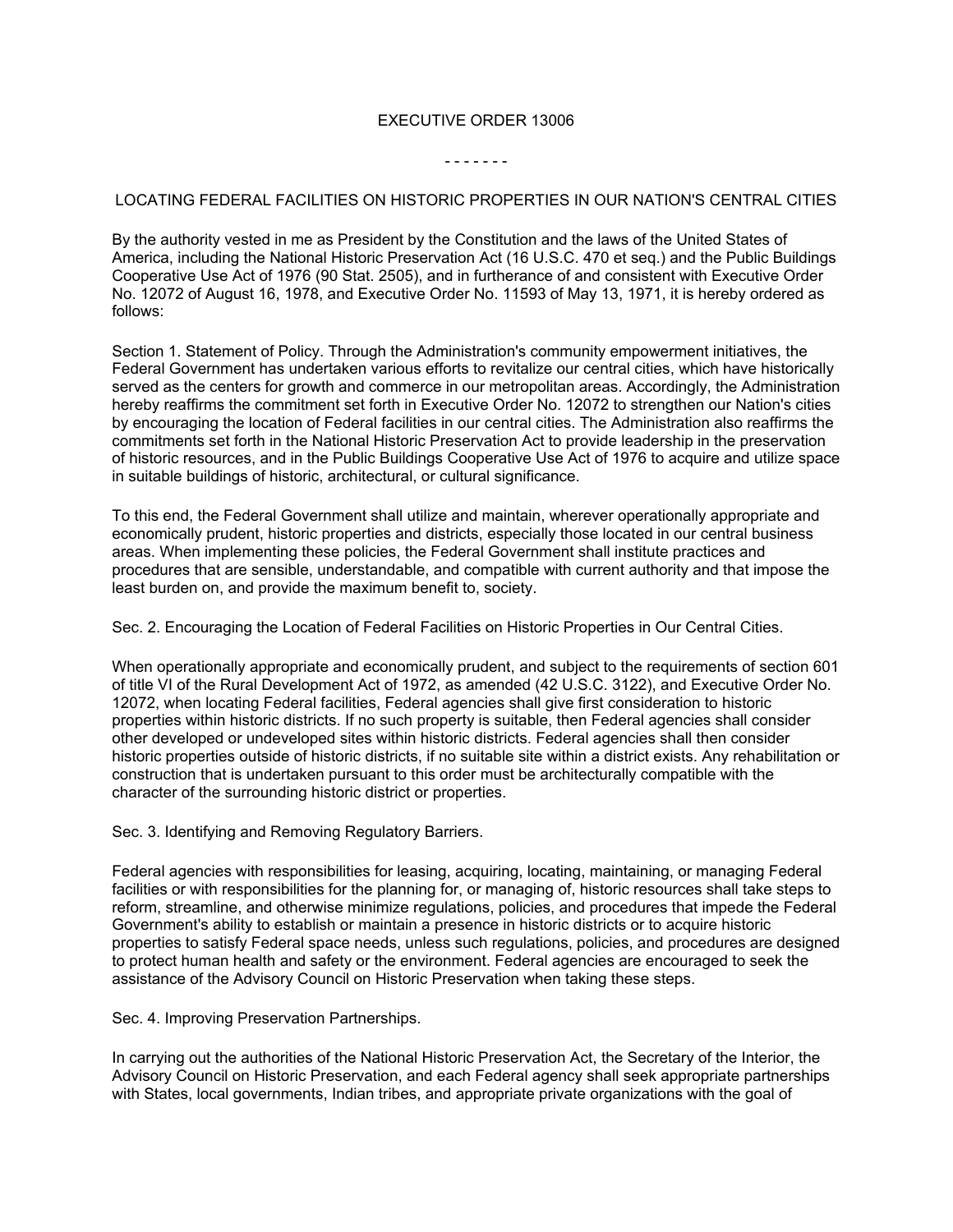# EXECUTIVE ORDER 13006

- - - - - - -

## LOCATING FEDERAL FACILITIES ON HISTORIC PROPERTIES IN OUR NATION'S CENTRAL CITIES

By the authority vested in me as President by the Constitution and the laws of the United States of America, including the National Historic Preservation Act (16 U.S.C. 470 et seq.) and the Public Buildings Cooperative Use Act of 1976 (90 Stat. 2505), and in furtherance of and consistent with Executive Order No. 12072 of August 16, 1978, and Executive Order No. 11593 of May 13, 1971, it is hereby ordered as follows:

Section 1. Statement of Policy. Through the Administration's community empowerment initiatives, the Federal Government has undertaken various efforts to revitalize our central cities, which have historically served as the centers for growth and commerce in our metropolitan areas. Accordingly, the Administration hereby reaffirms the commitment set forth in Executive Order No. 12072 to strengthen our Nation's cities by encouraging the location of Federal facilities in our central cities. The Administration also reaffirms the commitments set forth in the National Historic Preservation Act to provide leadership in the preservation of historic resources, and in the Public Buildings Cooperative Use Act of 1976 to acquire and utilize space in suitable buildings of historic, architectural, or cultural significance.

To this end, the Federal Government shall utilize and maintain, wherever operationally appropriate and economically prudent, historic properties and districts, especially those located in our central business areas. When implementing these policies, the Federal Government shall institute practices and procedures that are sensible, understandable, and compatible with current authority and that impose the least burden on, and provide the maximum benefit to, society.

Sec. 2. Encouraging the Location of Federal Facilities on Historic Properties in Our Central Cities.

When operationally appropriate and economically prudent, and subject to the requirements of section 601 of title VI of the Rural Development Act of 1972, as amended (42 U.S.C. 3122), and Executive Order No. 12072, when locating Federal facilities, Federal agencies shall give first consideration to historic properties within historic districts. If no such property is suitable, then Federal agencies shall consider other developed or undeveloped sites within historic districts. Federal agencies shall then consider historic properties outside of historic districts, if no suitable site within a district exists. Any rehabilitation or construction that is undertaken pursuant to this order must be architecturally compatible with the character of the surrounding historic district or properties.

Sec. 3. Identifying and Removing Regulatory Barriers.

Federal agencies with responsibilities for leasing, acquiring, locating, maintaining, or managing Federal facilities or with responsibilities for the planning for, or managing of, historic resources shall take steps to reform, streamline, and otherwise minimize regulations, policies, and procedures that impede the Federal Government's ability to establish or maintain a presence in historic districts or to acquire historic properties to satisfy Federal space needs, unless such regulations, policies, and procedures are designed to protect human health and safety or the environment. Federal agencies are encouraged to seek the assistance of the Advisory Council on Historic Preservation when taking these steps.

Sec. 4. Improving Preservation Partnerships.

In carrying out the authorities of the National Historic Preservation Act, the Secretary of the Interior, the Advisory Council on Historic Preservation, and each Federal agency shall seek appropriate partnerships with States, local governments, Indian tribes, and appropriate private organizations with the goal of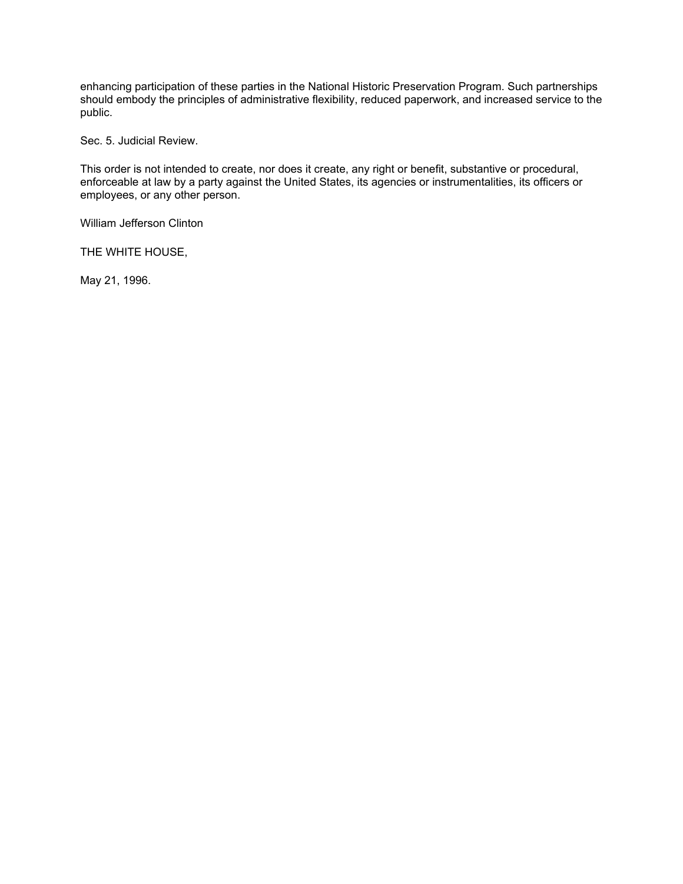enhancing participation of these parties in the National Historic Preservation Program. Such partnerships should embody the principles of administrative flexibility, reduced paperwork, and increased service to the public.

Sec. 5. Judicial Review.

This order is not intended to create, nor does it create, any right or benefit, substantive or procedural, enforceable at law by a party against the United States, its agencies or instrumentalities, its officers or employees, or any other person.

William Jefferson Clinton

THE WHITE HOUSE,

May 21, 1996.